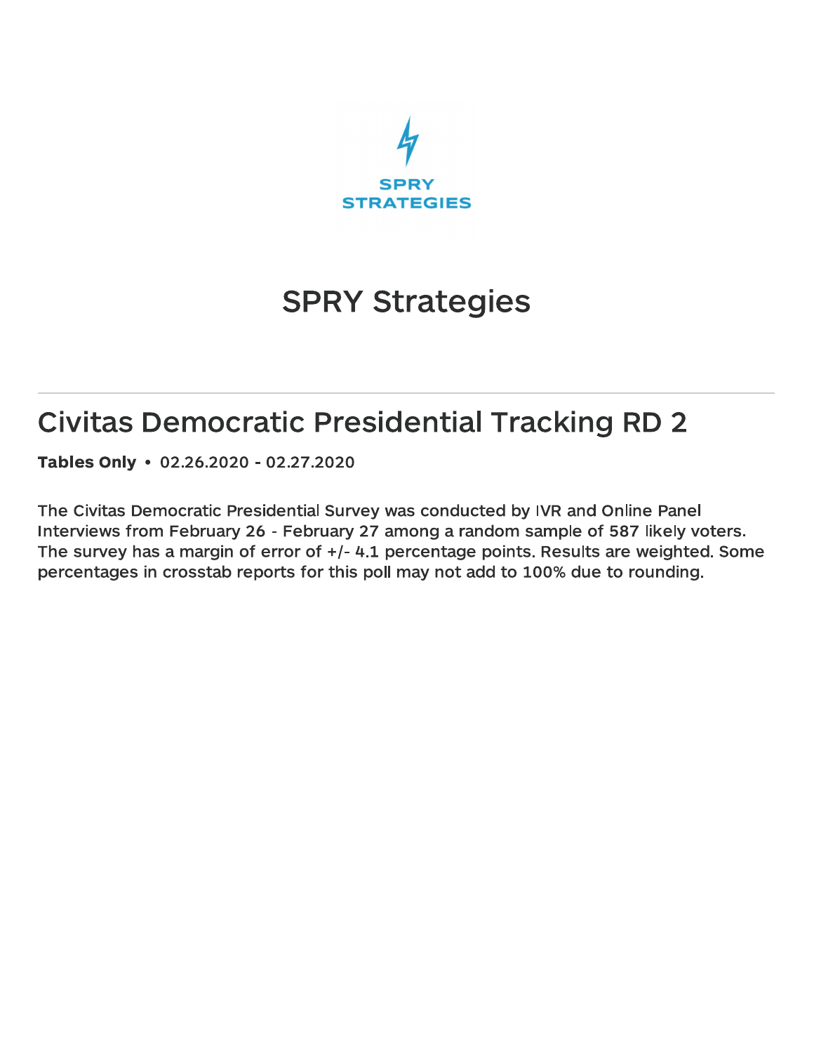SPRY STRATEGIES

# SPRY Strategies

## Civitas Democratic Presidential Tracking RD 2

**Tables Only** • 02.26.2020 - 02.27.2020

The Civitas Democratic Presidential Survey was conducted by IVR and Online Panel Interviews from February 26 - February 27 among a random sample of 587 likely voters. The survey has a margin of error of +/- 4.1 percentage points. Results are weighted. Some percentages in crosstab reports for this poll may not add to 100% due to rounding.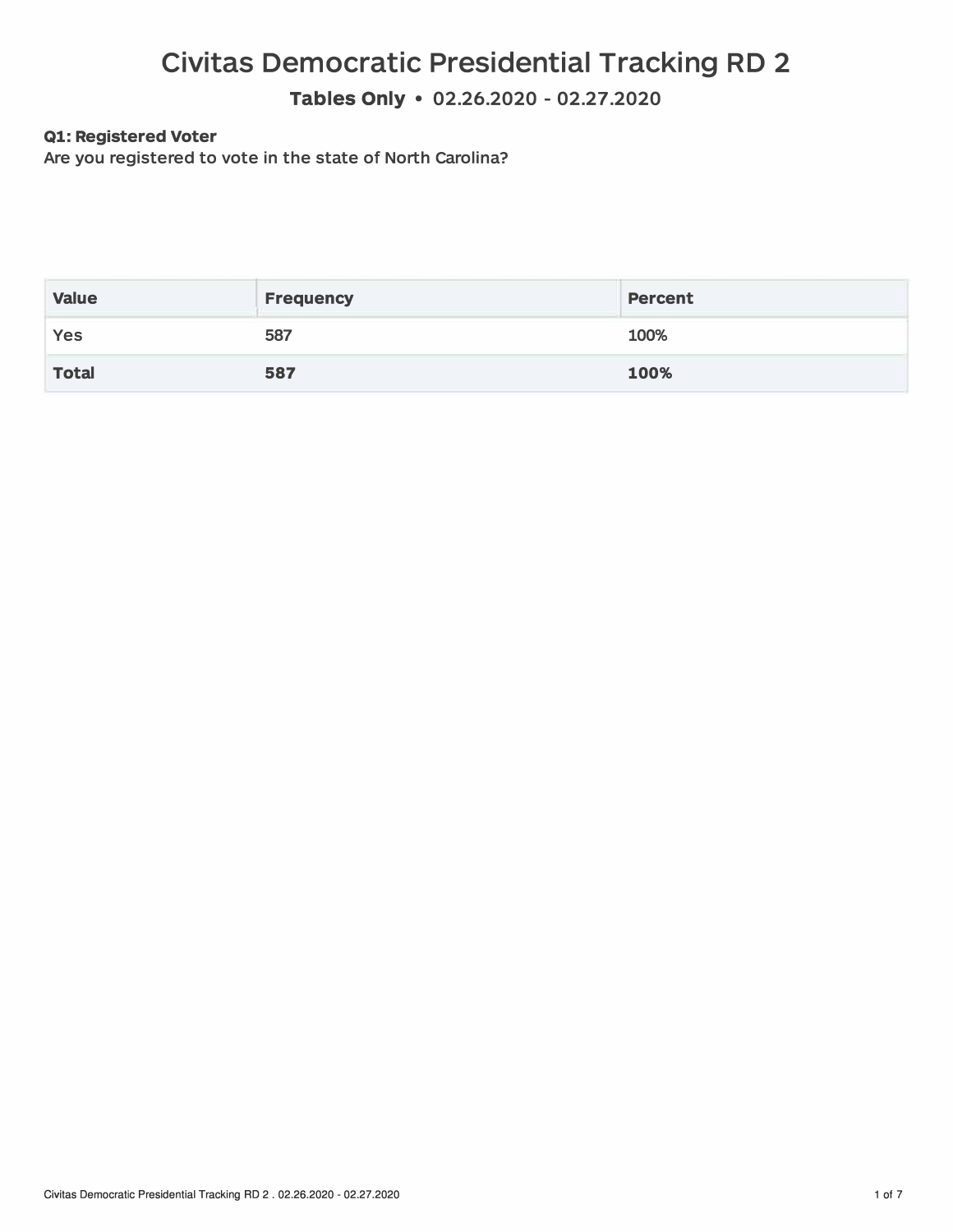# Civitas Democratic Presidential Tracking RD 2

**Tables Only • 02.26.2020 - 02.27.2020**

**Q1: Registered Voter**
Are you registered to vote in the state of North Carolina?

| Value | Frequency | Percent |
|---|---|---|
| Yes | 587 | 100% |
| **Total** | **587** | **100%** |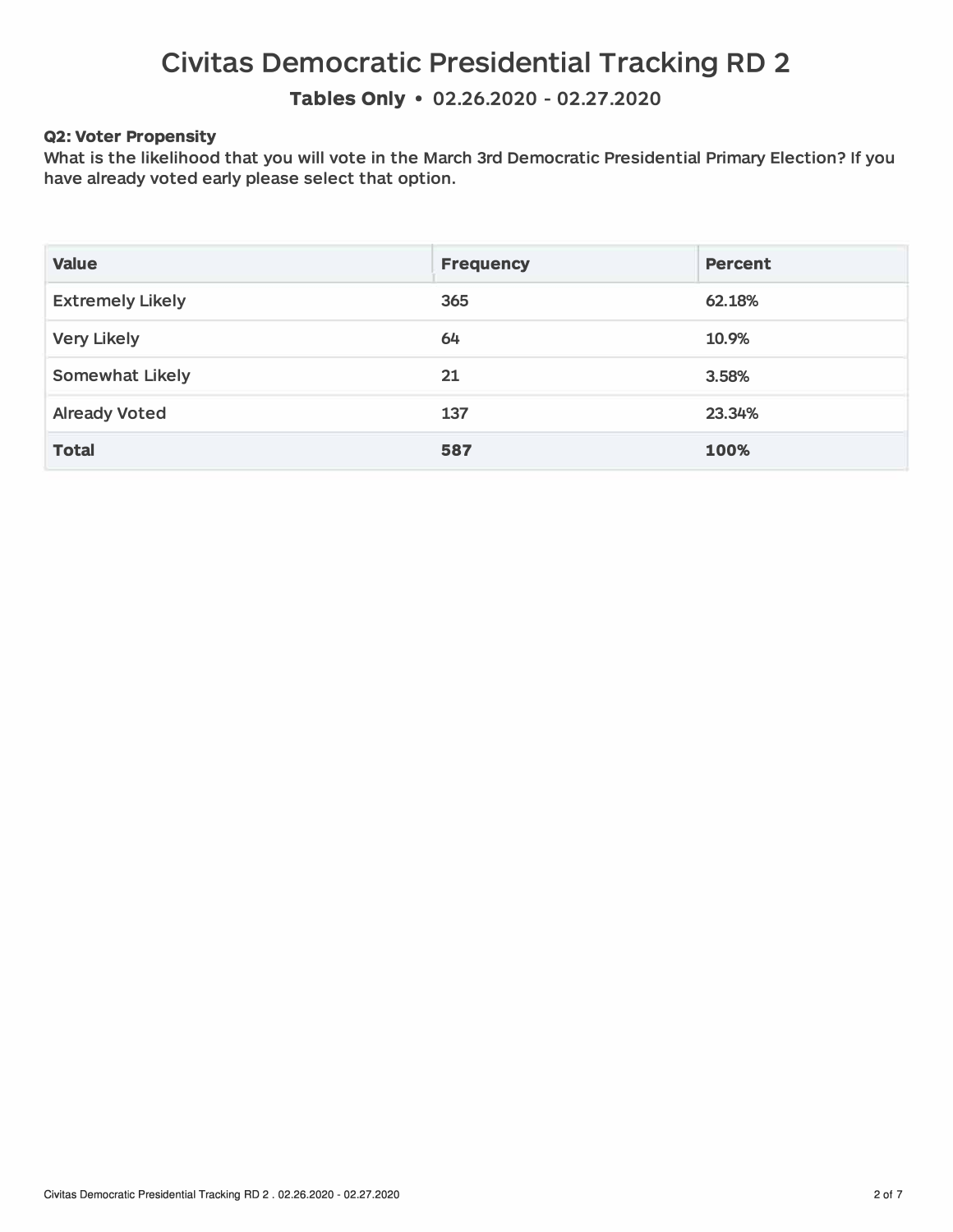# Civitas Democratic Presidential Tracking RD 2

**Tables Only** • 02.26.2020 - 02.27.2020

**Q2: Voter Propensity**

**What is the likelihood that you will vote in the March 3rd Democratic Presidential Primary Election? If you have already voted early please select that option.**

| Value | Frequency | Percent |
| --- | --- | --- |
| Extremely Likely | 365 | 62.18% |
| Very Likely | 64 | 10.9% |
| Somewhat Likely | 21 | 3.58% |
| Already Voted | 137 | 23.34% |
| **Total** | **587** | **100%** |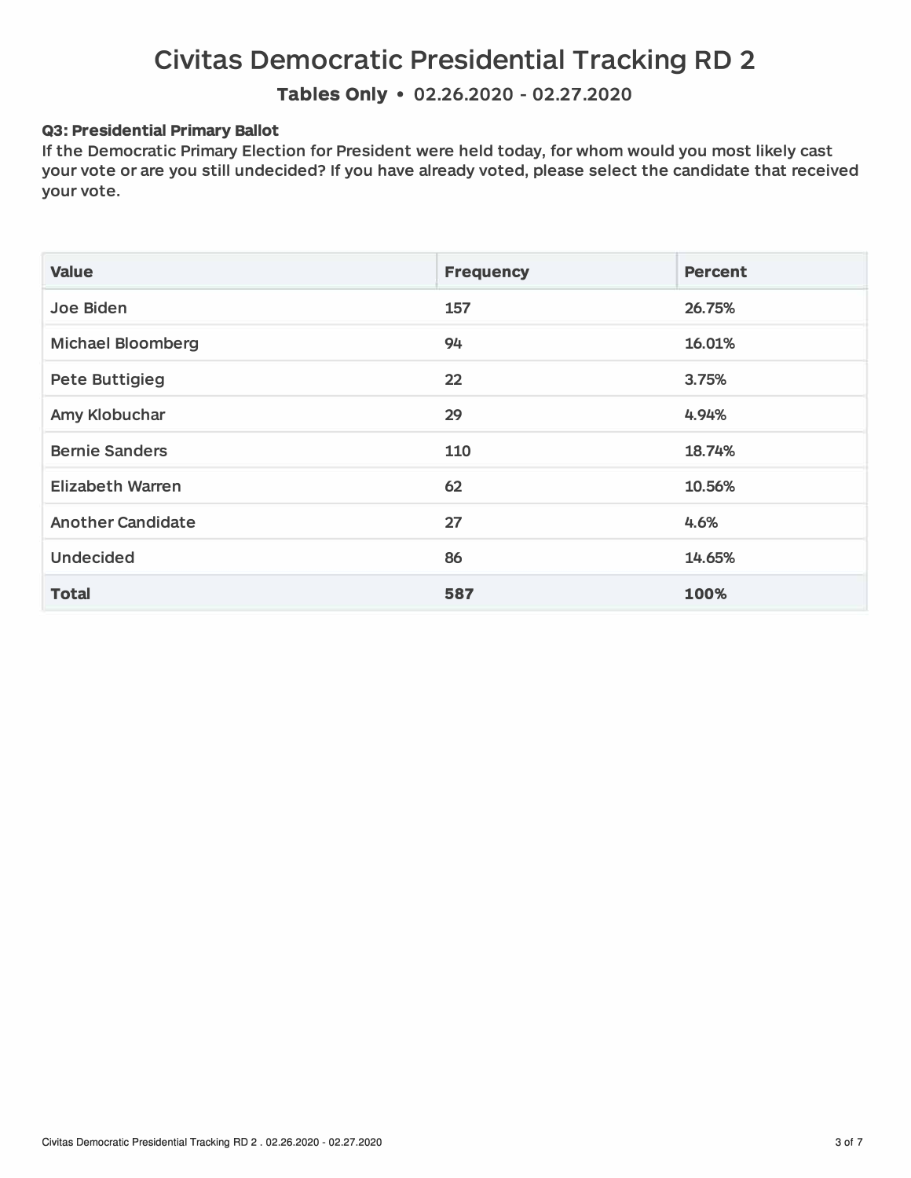# Civitas Democratic Presidential Tracking RD 2

**Tables Only** • 02.26.2020 - 02.27.2020

**Q3: Presidential Primary Ballot**

If the Democratic Primary Election for President were held today, for whom would you most likely cast your vote or are you still undecided? If you have already voted, please select the candidate that received your vote.

| Value | Frequency | Percent |
|---|---|---|
| Joe Biden | 157 | 26.75% |
| Michael Bloomberg | 94 | 16.01% |
| Pete Buttigieg | 22 | 3.75% |
| Amy Klobuchar | 29 | 4.94% |
| Bernie Sanders | 110 | 18.74% |
| Elizabeth Warren | 62 | 10.56% |
| Another Candidate | 27 | 4.6% |
| Undecided | 86 | 14.65% |
| **Total** | **587** | **100%** |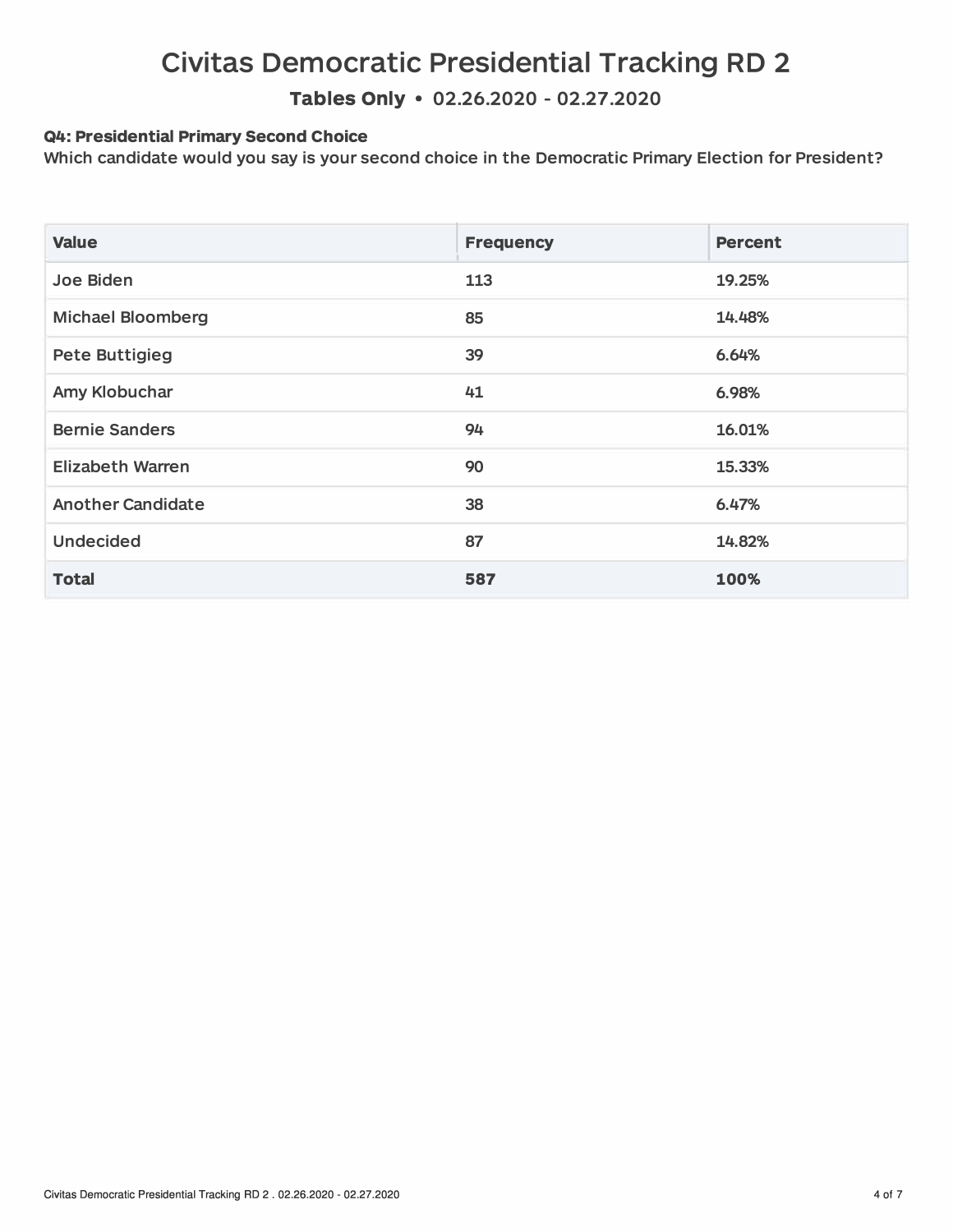# Civitas Democratic Presidential Tracking RD 2

**Tables Only** • 02.26.2020 - 02.27.2020

**Q4: Presidential Primary Second Choice**

Which candidate would you say is your second choice in the Democratic Primary Election for President?

| Value | Frequency | Percent |
|---|---|---|
| Joe Biden | 113 | 19.25% |
| Michael Bloomberg | 85 | 14.48% |
| Pete Buttigieg | 39 | 6.64% |
| Amy Klobuchar | 41 | 6.98% |
| Bernie Sanders | 94 | 16.01% |
| Elizabeth Warren | 90 | 15.33% |
| Another Candidate | 38 | 6.47% |
| Undecided | 87 | 14.82% |
| **Total** | **587** | **100%** |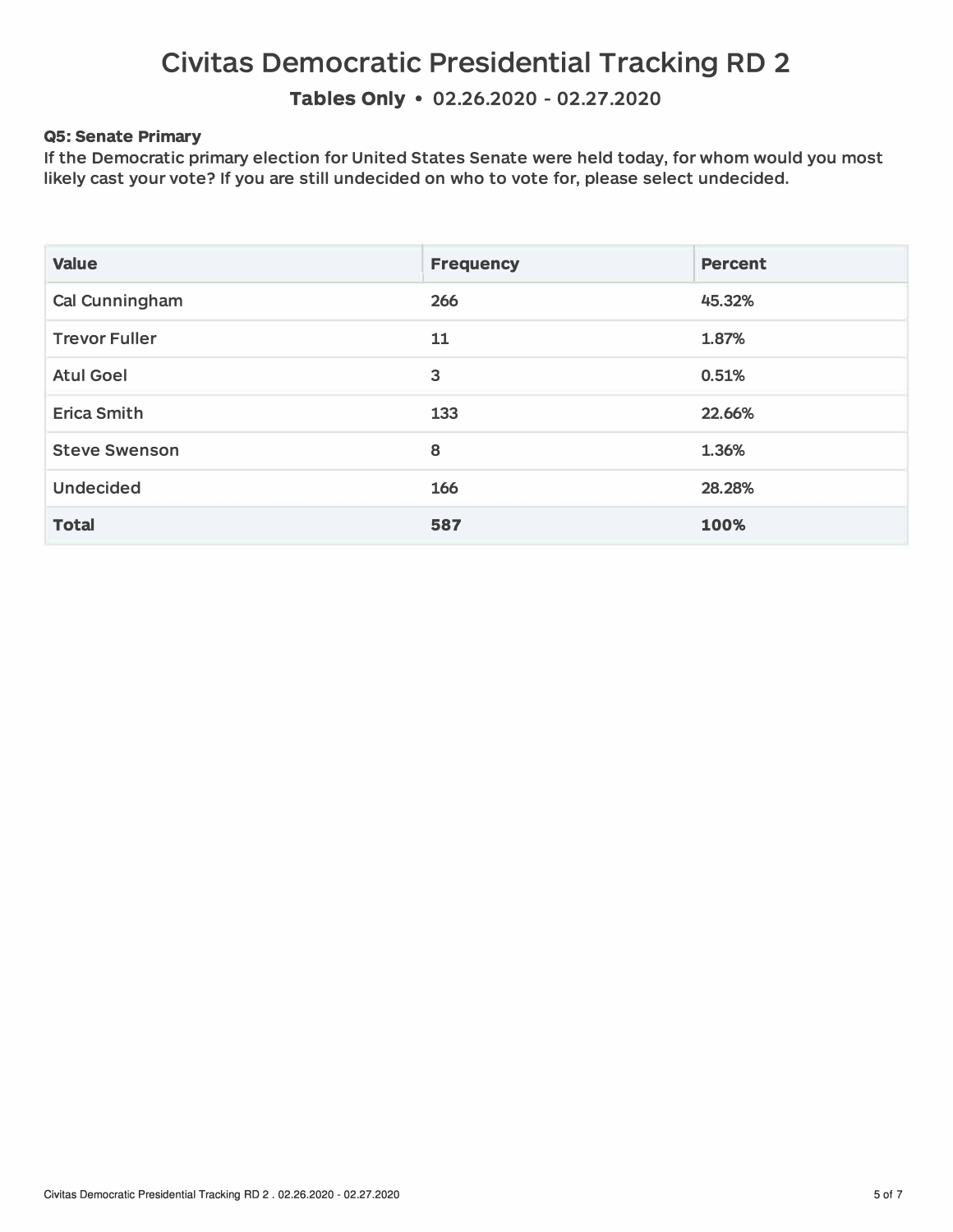# Civitas Democratic Presidential Tracking RD 2

**Tables Only • 02.26.2020 - 02.27.2020**

**Q5: Senate Primary**

If the Democratic primary election for United States Senate were held today, for whom would you most likely cast your vote? If you are still undecided on who to vote for, please select undecided.

| Value | Frequency | Percent |
|---|---|---|
| Cal Cunningham | 266 | 45.32% |
| Trevor Fuller | 11 | 1.87% |
| Atul Goel | 3 | 0.51% |
| Erica Smith | 133 | 22.66% |
| Steve Swenson | 8 | 1.36% |
| Undecided | 166 | 28.28% |
| **Total** | **587** | **100%** |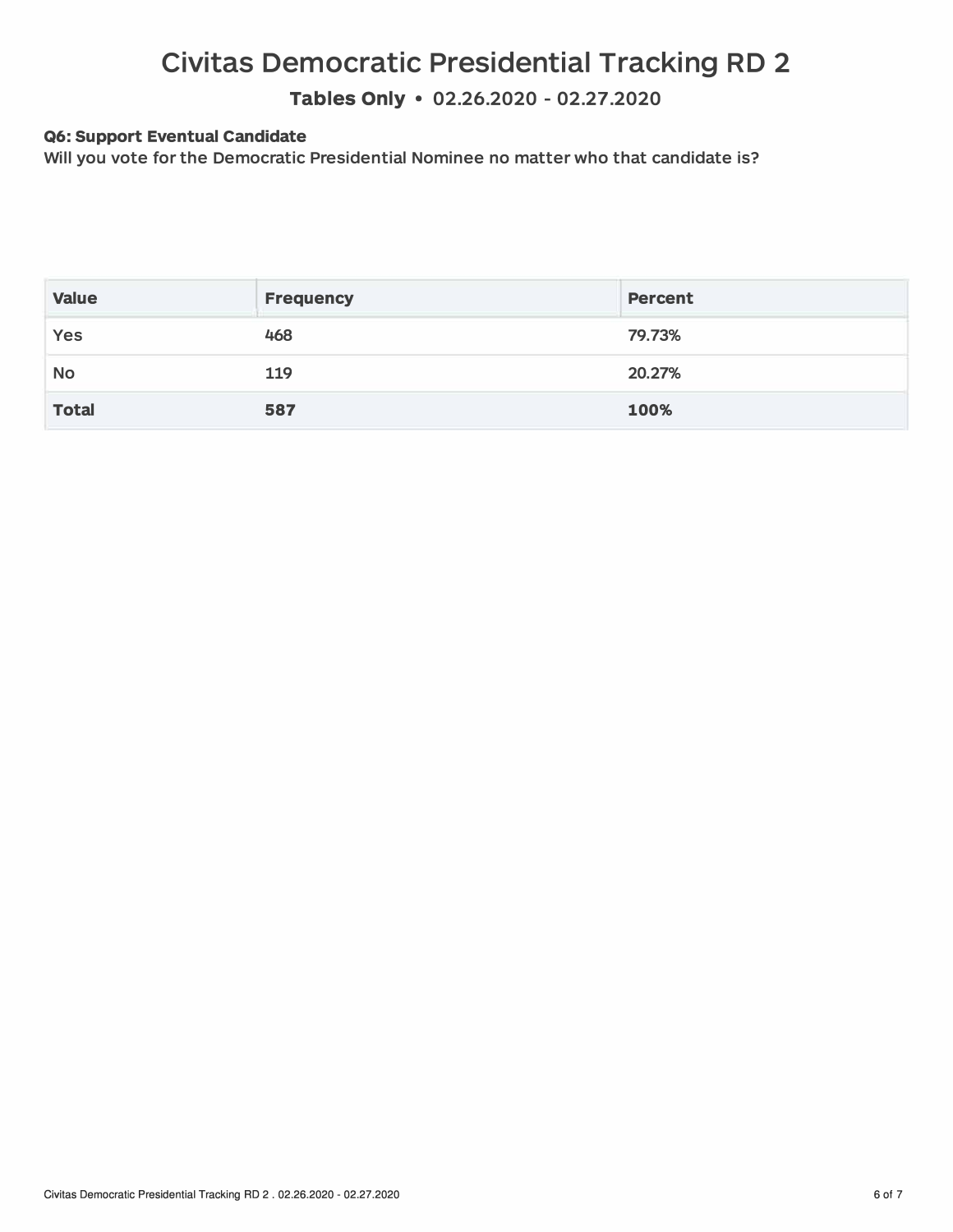# Civitas Democratic Presidential Tracking RD 2

**Tables Only** • 02.26.2020 - 02.27.2020

**Q6: Support Eventual Candidate**
Will you vote for the Democratic Presidential Nominee no matter who that candidate is?

| Value | Frequency | Percent |
| --- | --- | --- |
| Yes | 468 | 79.73% |
| No | 119 | 20.27% |
| **Total** | **587** | **100%** |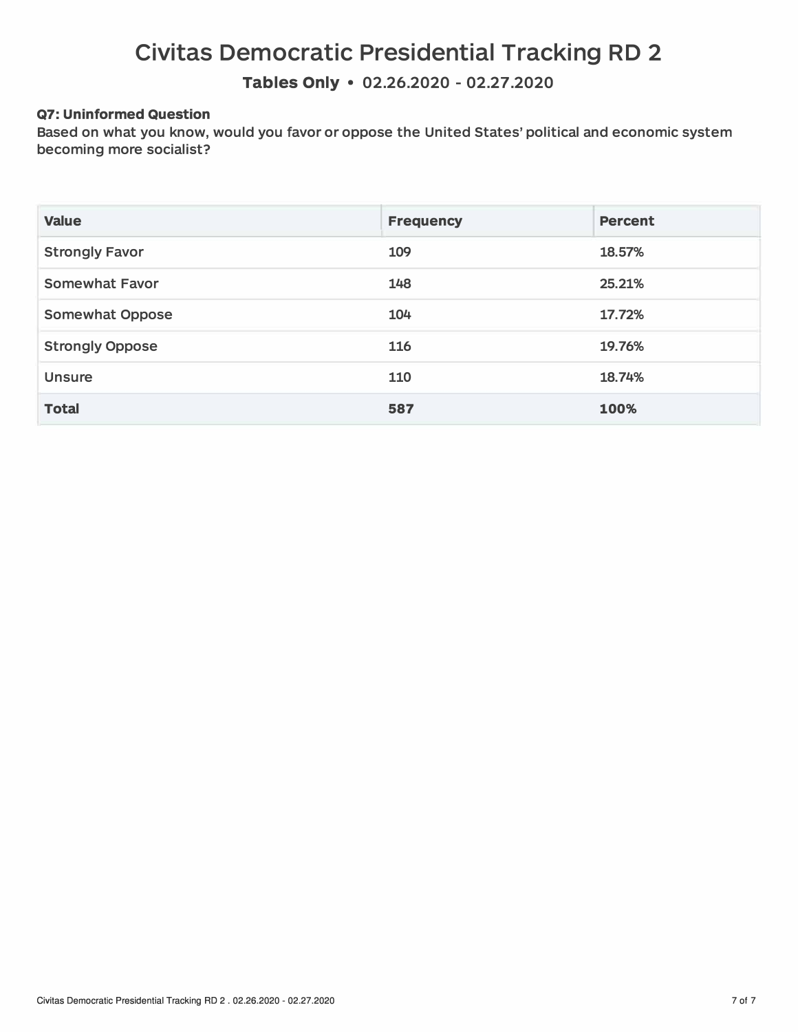# Civitas Democratic Presidential Tracking RD 2

**Tables Only** • 02.26.2020 - 02.27.2020

**Q7: Uninformed Question**
Based on what you know, would you favor or oppose the United States' political and economic system becoming more socialist?

| Value | Frequency | Percent |
| --- | --- | --- |
| Strongly Favor | 109 | 18.57% |
| Somewhat Favor | 148 | 25.21% |
| Somewhat Oppose | 104 | 17.72% |
| Strongly Oppose | 116 | 19.76% |
| Unsure | 110 | 18.74% |
| **Total** | **587** | **100%** |